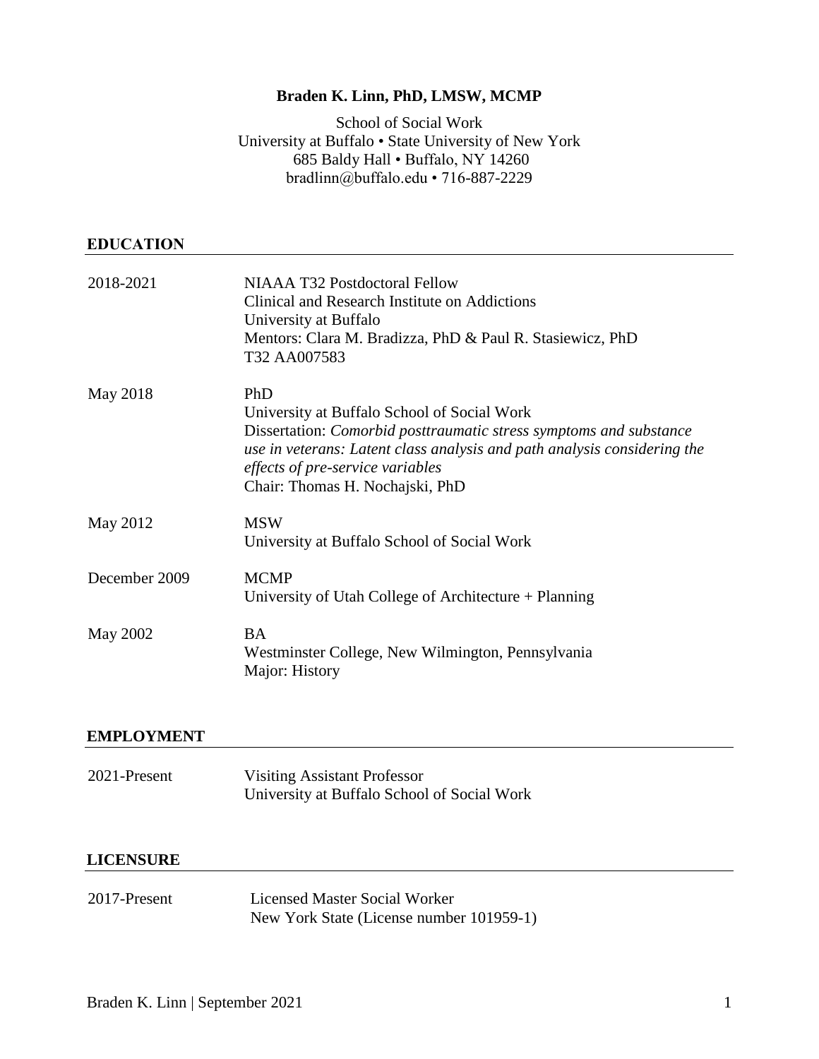# Braden K. Linn, PhD, LMSW, MCMP

School of Social Work
University at Buffalo • State University of New York
685 Baldy Hall • Buffalo, NY 14260
bradlinn@buffalo.edu • 716-887-2229

## EDUCATION

2018-2021
NIAAA T32 Postdoctoral Fellow
Clinical and Research Institute on Addictions
University at Buffalo
Mentors: Clara M. Bradizza, PhD & Paul R. Stasiewicz, PhD
T32 AA007583

May 2018
PhD
University at Buffalo School of Social Work
Dissertation: *Comorbid posttraumatic stress symptoms and substance use in veterans: Latent class analysis and path analysis considering the effects of pre-service variables*
Chair: Thomas H. Nochajski, PhD

May 2012
MSW
University at Buffalo School of Social Work

December 2009
MCMP
University of Utah College of Architecture + Planning

May 2002
BA
Westminster College, New Wilmington, Pennsylvania
Major: History

## EMPLOYMENT

2021-Present
Visiting Assistant Professor
University at Buffalo School of Social Work

## LICENSURE

2017-Present
Licensed Master Social Worker
New York State (License number 101959-1)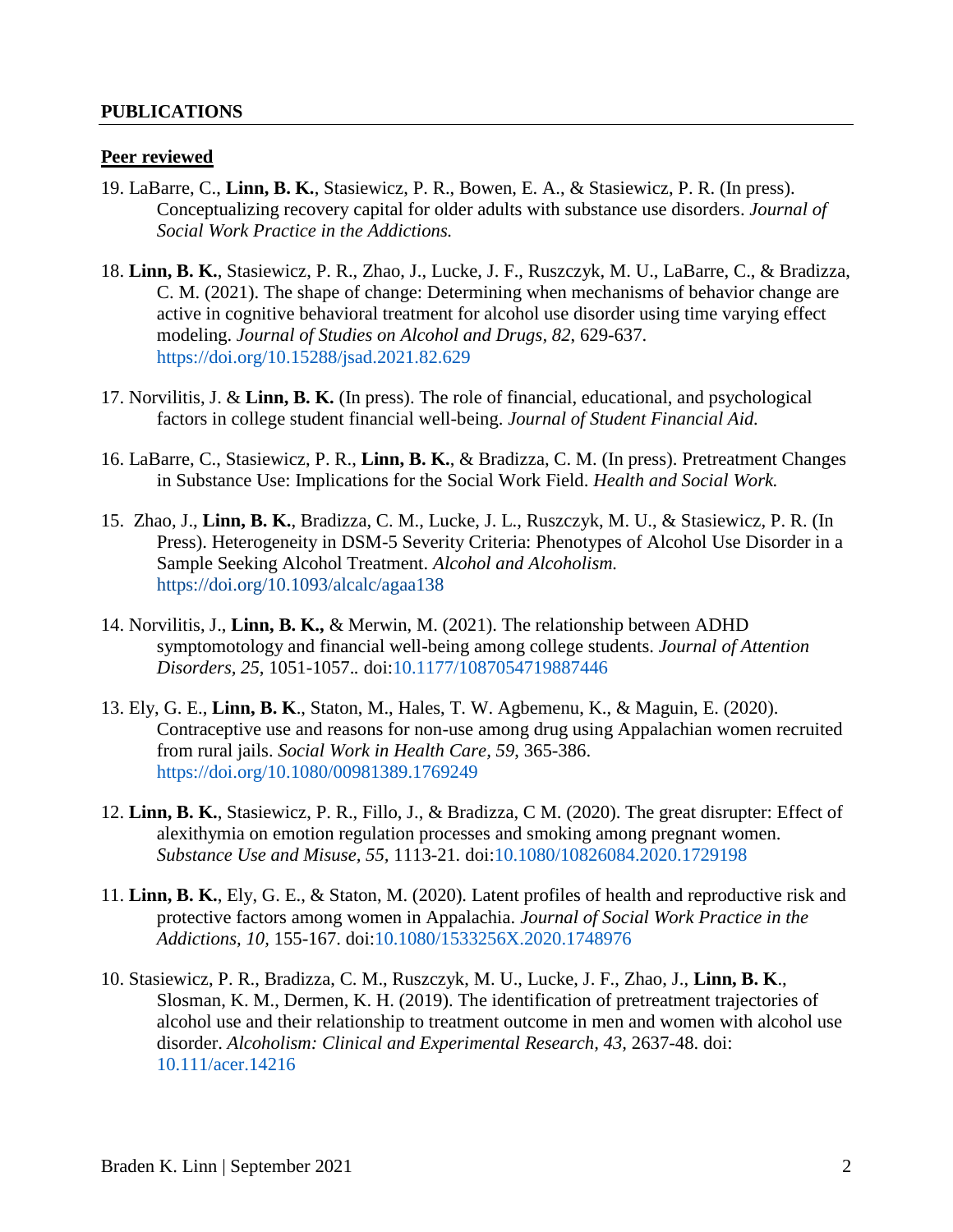## PUBLICATIONS

### Peer reviewed

19. LaBarre, C., **Linn, B. K.**, Stasiewicz, P. R., Bowen, E. A., & Stasiewicz, P. R. (In press). Conceptualizing recovery capital for older adults with substance use disorders. *Journal of Social Work Practice in the Addictions.*

18. **Linn, B. K.**, Stasiewicz, P. R., Zhao, J., Lucke, J. F., Ruszczyk, M. U., LaBarre, C., & Bradizza, C. M. (2021). The shape of change: Determining when mechanisms of behavior change are active in cognitive behavioral treatment for alcohol use disorder using time varying effect modeling. *Journal of Studies on Alcohol and Drugs, 82*, 629-637. https://doi.org/10.15288/jsad.2021.82.629

17. Norvilitis, J. & **Linn, B. K.** (In press). The role of financial, educational, and psychological factors in college student financial well-being. *Journal of Student Financial Aid.*

16. LaBarre, C., Stasiewicz, P. R., **Linn, B. K.**, & Bradizza, C. M. (In press). Pretreatment Changes in Substance Use: Implications for the Social Work Field. *Health and Social Work.*

15. Zhao, J., **Linn, B. K.**, Bradizza, C. M., Lucke, J. L., Ruszczyk, M. U., & Stasiewicz, P. R. (In Press). Heterogeneity in DSM-5 Severity Criteria: Phenotypes of Alcohol Use Disorder in a Sample Seeking Alcohol Treatment. *Alcohol and Alcoholism.* https://doi.org/10.1093/alcalc/agaa138

14. Norvilitis, J., **Linn, B. K.,** & Merwin, M. (2021). The relationship between ADHD symptomotology and financial well-being among college students. *Journal of Attention Disorders, 25*, 1051-1057.. doi:10.1177/1087054719887446

13. Ely, G. E., **Linn, B. K**., Staton, M., Hales, T. W. Agbemenu, K., & Maguin, E. (2020). Contraceptive use and reasons for non-use among drug using Appalachian women recruited from rural jails. *Social Work in Health Care, 59*, 365-386. https://doi.org/10.1080/00981389.1769249

12. **Linn, B. K.**, Stasiewicz, P. R., Fillo, J., & Bradizza, C M. (2020). The great disrupter: Effect of alexithymia on emotion regulation processes and smoking among pregnant women. *Substance Use and Misuse, 55*, 1113-21. doi:10.1080/10826084.2020.1729198

11. **Linn, B. K.**, Ely, G. E., & Staton, M. (2020). Latent profiles of health and reproductive risk and protective factors among women in Appalachia. *Journal of Social Work Practice in the Addictions, 10*, 155-167. doi:10.1080/1533256X.2020.1748976

10. Stasiewicz, P. R., Bradizza, C. M., Ruszczyk, M. U., Lucke, J. F., Zhao, J., **Linn, B. K**., Slosman, K. M., Dermen, K. H. (2019). The identification of pretreatment trajectories of alcohol use and their relationship to treatment outcome in men and women with alcohol use disorder. *Alcoholism: Clinical and Experimental Research, 43,* 2637-48. doi: 10.111/acer.14216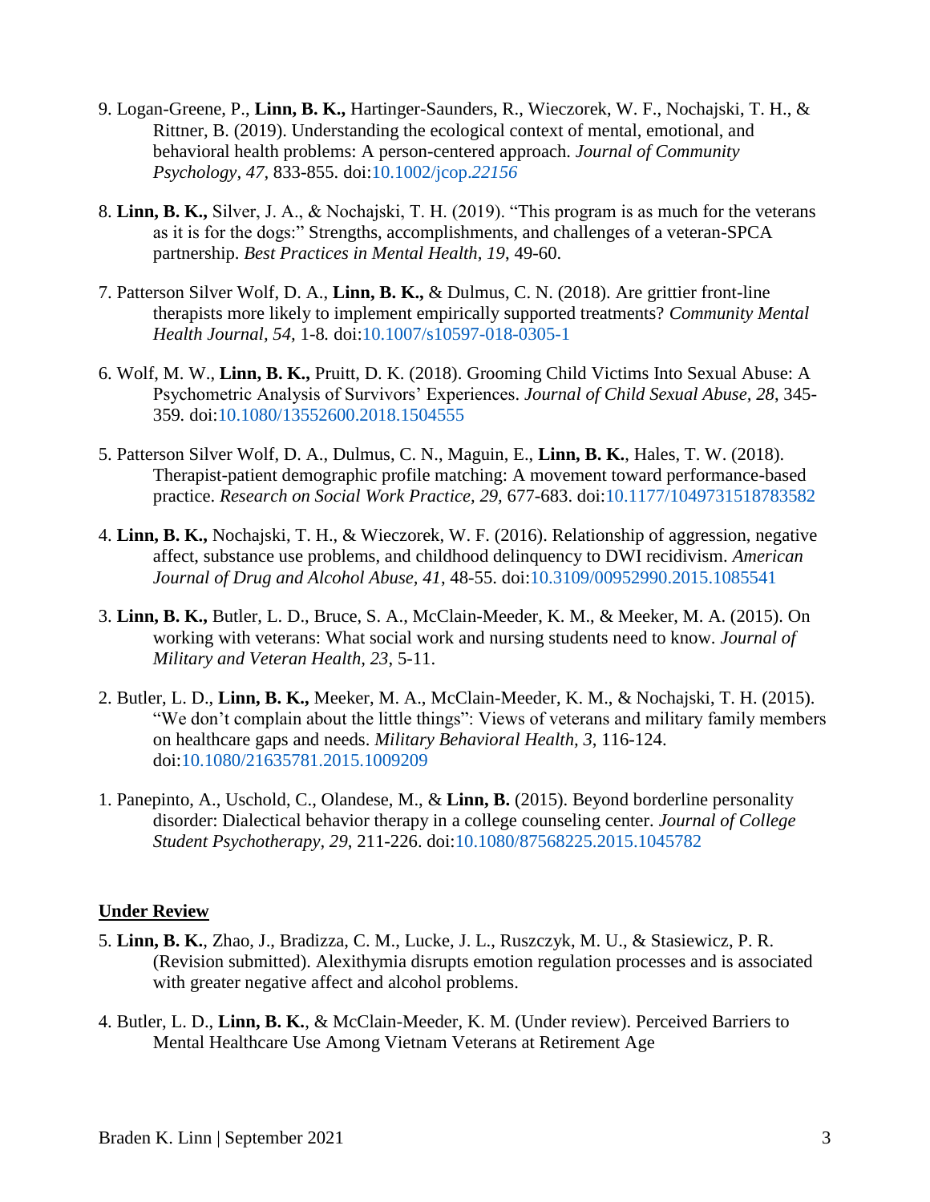9. Logan-Greene, P., **Linn, B. K.,** Hartinger-Saunders, R., Wieczorek, W. F., Nochajski, T. H., & Rittner, B. (2019). Understanding the ecological context of mental, emotional, and behavioral health problems: A person-centered approach. *Journal of Community Psychology*, *47,* 833-855. doi:10.1002/jcop.*22156*

8. **Linn, B. K.,** Silver, J. A., & Nochajski, T. H. (2019). "This program is as much for the veterans as it is for the dogs:" Strengths, accomplishments, and challenges of a veteran-SPCA partnership. *Best Practices in Mental Health*, *19*, 49-60.

7. Patterson Silver Wolf, D. A., **Linn, B. K.,** & Dulmus, C. N. (2018). Are grittier front-line therapists more likely to implement empirically supported treatments? *Community Mental Health Journal*, *54,* 1-8*.* doi:10.1007/s10597-018-0305-1

6. Wolf, M. W., **Linn, B. K.,** Pruitt, D. K. (2018). Grooming Child Victims Into Sexual Abuse: A Psychometric Analysis of Survivors' Experiences. *Journal of Child Sexual Abuse*, *28*, 345-359. doi:10.1080/13552600.2018.1504555

5. Patterson Silver Wolf, D. A., Dulmus, C. N., Maguin, E., **Linn, B. K.**, Hales, T. W. (2018). Therapist-patient demographic profile matching: A movement toward performance-based practice. *Research on Social Work Practice*, *29,* 677-683. doi:10.1177/1049731518783582

4. **Linn, B. K.,** Nochajski, T. H., & Wieczorek, W. F. (2016). Relationship of aggression, negative affect, substance use problems, and childhood delinquency to DWI recidivism. *American Journal of Drug and Alcohol Abuse*, *41*, 48-55. doi:10.3109/00952990.2015.1085541

3. **Linn, B. K.,** Butler, L. D., Bruce, S. A., McClain-Meeder, K. M., & Meeker, M. A. (2015). On working with veterans: What social work and nursing students need to know. *Journal of Military and Veteran Health*, *23*, 5-11.

2. Butler, L. D., **Linn, B. K.,** Meeker, M. A., McClain-Meeder, K. M., & Nochajski, T. H. (2015). "We don't complain about the little things": Views of veterans and military family members on healthcare gaps and needs. *Military Behavioral Health*, *3,* 116-124. doi:10.1080/21635781.2015.1009209

1. Panepinto, A., Uschold, C., Olandese, M., & **Linn, B.** (2015). Beyond borderline personality disorder: Dialectical behavior therapy in a college counseling center. *Journal of College Student Psychotherapy*, *29*, 211-226. doi:10.1080/87568225.2015.1045782

## Under Review

5. **Linn, B. K.**, Zhao, J., Bradizza, C. M., Lucke, J. L., Ruszczyk, M. U., & Stasiewicz, P. R. (Revision submitted). Alexithymia disrupts emotion regulation processes and is associated with greater negative affect and alcohol problems.

4. Butler, L. D., **Linn, B. K.**, & McClain-Meeder, K. M. (Under review). Perceived Barriers to Mental Healthcare Use Among Vietnam Veterans at Retirement Age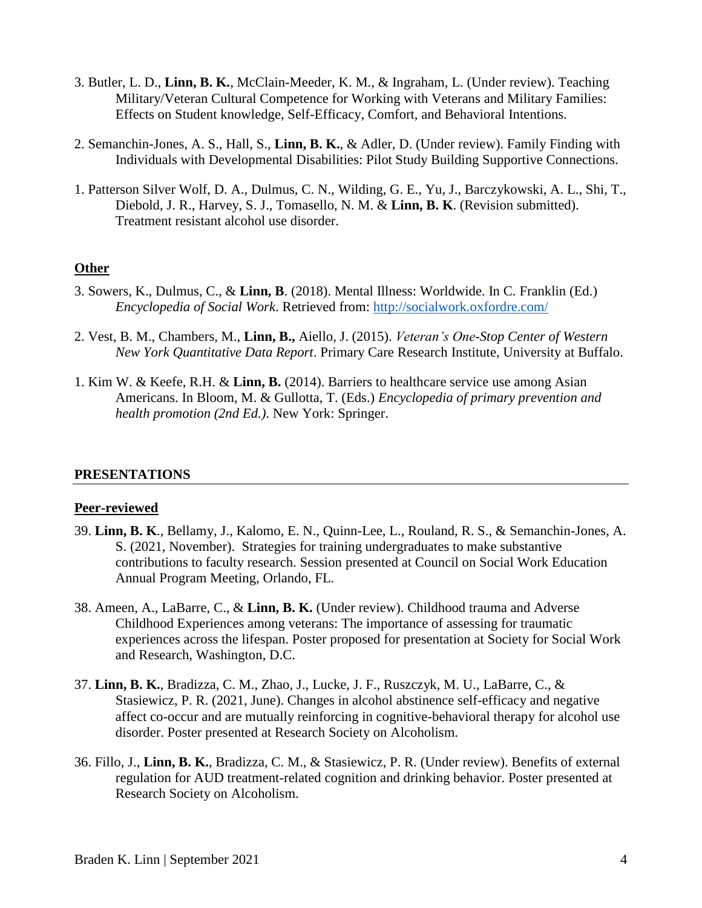3. Butler, L. D., **Linn, B. K.**, McClain-Meeder, K. M., & Ingraham, L. (Under review). Teaching Military/Veteran Cultural Competence for Working with Veterans and Military Families: Effects on Student knowledge, Self-Efficacy, Comfort, and Behavioral Intentions.

2. Semanchin-Jones, A. S., Hall, S., **Linn, B. K.**, & Adler, D. (Under review). Family Finding with Individuals with Developmental Disabilities: Pilot Study Building Supportive Connections.

1. Patterson Silver Wolf, D. A., Dulmus, C. N., Wilding, G. E., Yu, J., Barczykowski, A. L., Shi, T., Diebold, J. R., Harvey, S. J., Tomasello, N. M. & **Linn, B. K**. (Revision submitted). Treatment resistant alcohol use disorder.

## Other

3. Sowers, K., Dulmus, C., & **Linn, B**. (2018). Mental Illness: Worldwide. In C. Franklin (Ed.) *Encyclopedia of Social Work*. Retrieved from: http://socialwork.oxfordre.com/

2. Vest, B. M., Chambers, M., **Linn, B.,** Aiello, J. (2015). *Veteran's One-Stop Center of Western New York Quantitative Data Report*. Primary Care Research Institute, University at Buffalo.

1. Kim W. & Keefe, R.H. & **Linn, B.** (2014). Barriers to healthcare service use among Asian Americans. In Bloom, M. & Gullotta, T. (Eds.) *Encyclopedia of primary prevention and health promotion (2nd Ed.).* New York: Springer.

# PRESENTATIONS

## Peer-reviewed

39. **Linn, B. K**., Bellamy, J., Kalomo, E. N., Quinn-Lee, L., Rouland, R. S., & Semanchin-Jones, A. S. (2021, November). Strategies for training undergraduates to make substantive contributions to faculty research. Session presented at Council on Social Work Education Annual Program Meeting, Orlando, FL.

38. Ameen, A., LaBarre, C., & **Linn, B. K.** (Under review). Childhood trauma and Adverse Childhood Experiences among veterans: The importance of assessing for traumatic experiences across the lifespan. Poster proposed for presentation at Society for Social Work and Research, Washington, D.C.

37. **Linn, B. K.**, Bradizza, C. M., Zhao, J., Lucke, J. F., Ruszczyk, M. U., LaBarre, C., & Stasiewicz, P. R. (2021, June). Changes in alcohol abstinence self-efficacy and negative affect co-occur and are mutually reinforcing in cognitive-behavioral therapy for alcohol use disorder. Poster presented at Research Society on Alcoholism.

36. Fillo, J., **Linn, B. K.**, Bradizza, C. M., & Stasiewicz, P. R. (Under review). Benefits of external regulation for AUD treatment-related cognition and drinking behavior. Poster presented at Research Society on Alcoholism.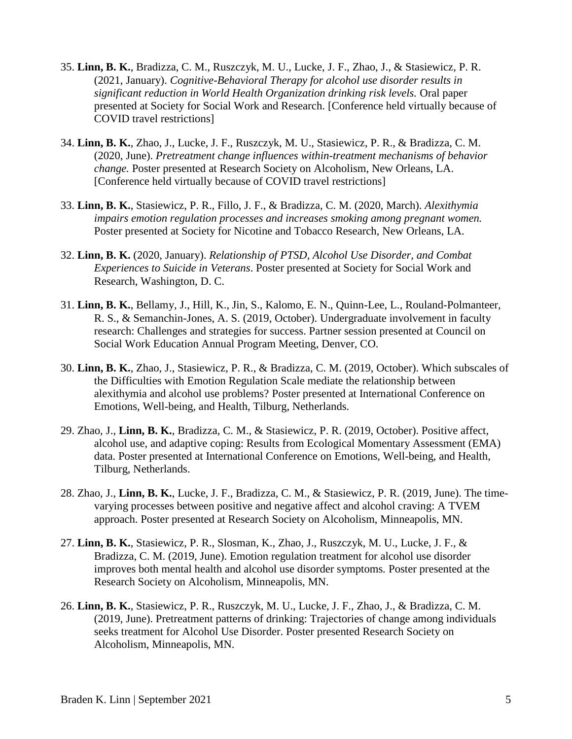35. **Linn, B. K.**, Bradizza, C. M., Ruszczyk, M. U., Lucke, J. F., Zhao, J., & Stasiewicz, P. R. (2021, January). *Cognitive-Behavioral Therapy for alcohol use disorder results in significant reduction in World Health Organization drinking risk levels.* Oral paper presented at Society for Social Work and Research. [Conference held virtually because of COVID travel restrictions]

34. **Linn, B. K.**, Zhao, J., Lucke, J. F., Ruszczyk, M. U., Stasiewicz, P. R., & Bradizza, C. M. (2020, June). *Pretreatment change influences within-treatment mechanisms of behavior change.* Poster presented at Research Society on Alcoholism, New Orleans, LA. [Conference held virtually because of COVID travel restrictions]

33. **Linn, B. K.**, Stasiewicz, P. R., Fillo, J. F., & Bradizza, C. M. (2020, March). *Alexithymia impairs emotion regulation processes and increases smoking among pregnant women.* Poster presented at Society for Nicotine and Tobacco Research, New Orleans, LA.

32. **Linn, B. K.** (2020, January). *Relationship of PTSD, Alcohol Use Disorder, and Combat Experiences to Suicide in Veterans*. Poster presented at Society for Social Work and Research, Washington, D. C.

31. **Linn, B. K.**, Bellamy, J., Hill, K., Jin, S., Kalomo, E. N., Quinn-Lee, L., Rouland-Polmanteer, R. S., & Semanchin-Jones, A. S. (2019, October). Undergraduate involvement in faculty research: Challenges and strategies for success. Partner session presented at Council on Social Work Education Annual Program Meeting, Denver, CO.

30. **Linn, B. K.**, Zhao, J., Stasiewicz, P. R., & Bradizza, C. M. (2019, October). Which subscales of the Difficulties with Emotion Regulation Scale mediate the relationship between alexithymia and alcohol use problems? Poster presented at International Conference on Emotions, Well-being, and Health, Tilburg, Netherlands.

29. Zhao, J., **Linn, B. K.**, Bradizza, C. M., & Stasiewicz, P. R. (2019, October). Positive affect, alcohol use, and adaptive coping: Results from Ecological Momentary Assessment (EMA) data. Poster presented at International Conference on Emotions, Well-being, and Health, Tilburg, Netherlands.

28. Zhao, J., **Linn, B. K.**, Lucke, J. F., Bradizza, C. M., & Stasiewicz, P. R. (2019, June). The time-varying processes between positive and negative affect and alcohol craving: A TVEM approach. Poster presented at Research Society on Alcoholism, Minneapolis, MN.

27. **Linn, B. K.**, Stasiewicz, P. R., Slosman, K., Zhao, J., Ruszczyk, M. U., Lucke, J. F., & Bradizza, C. M. (2019, June). Emotion regulation treatment for alcohol use disorder improves both mental health and alcohol use disorder symptoms. Poster presented at the Research Society on Alcoholism, Minneapolis, MN.

26. **Linn, B. K.**, Stasiewicz, P. R., Ruszczyk, M. U., Lucke, J. F., Zhao, J., & Bradizza, C. M. (2019, June). Pretreatment patterns of drinking: Trajectories of change among individuals seeks treatment for Alcohol Use Disorder. Poster presented Research Society on Alcoholism, Minneapolis, MN.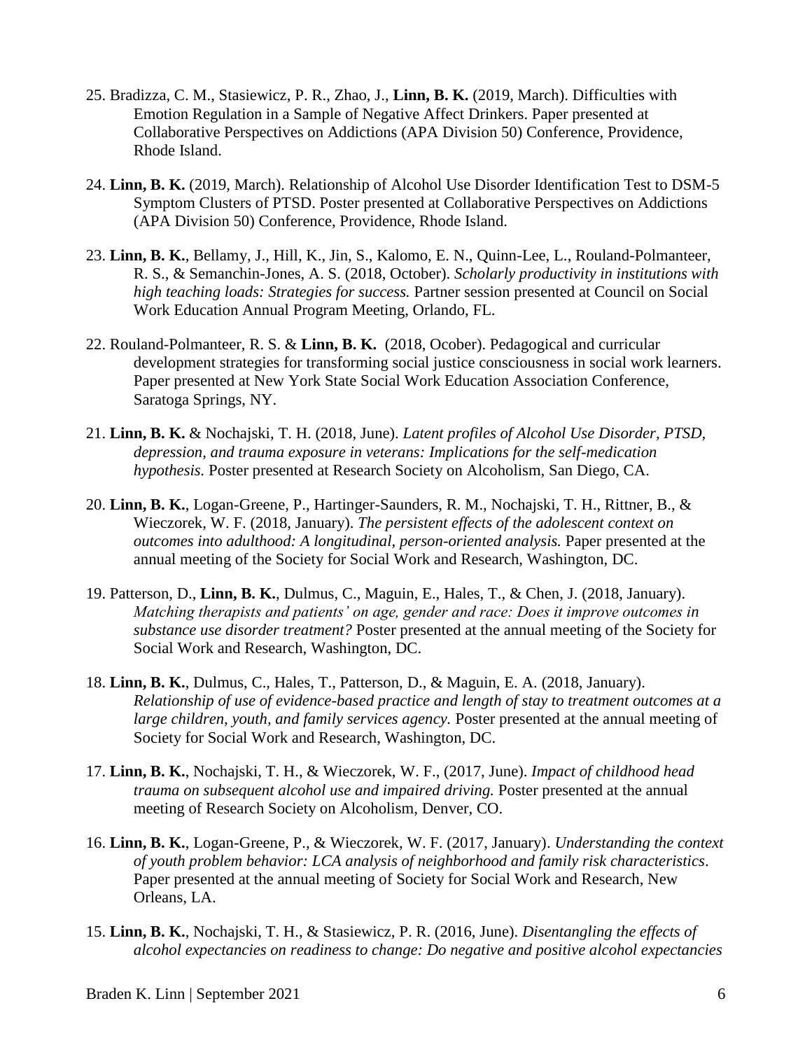25. Bradizza, C. M., Stasiewicz, P. R., Zhao, J., **Linn, B. K.** (2019, March). Difficulties with Emotion Regulation in a Sample of Negative Affect Drinkers. Paper presented at Collaborative Perspectives on Addictions (APA Division 50) Conference, Providence, Rhode Island.

24. **Linn, B. K.** (2019, March). Relationship of Alcohol Use Disorder Identification Test to DSM-5 Symptom Clusters of PTSD. Poster presented at Collaborative Perspectives on Addictions (APA Division 50) Conference, Providence, Rhode Island.

23. **Linn, B. K.**, Bellamy, J., Hill, K., Jin, S., Kalomo, E. N., Quinn-Lee, L., Rouland-Polmanteer, R. S., & Semanchin-Jones, A. S. (2018, October). *Scholarly productivity in institutions with high teaching loads: Strategies for success.* Partner session presented at Council on Social Work Education Annual Program Meeting, Orlando, FL.

22. Rouland-Polmanteer, R. S. & **Linn, B. K.** (2018, Ocober). Pedagogical and curricular development strategies for transforming social justice consciousness in social work learners. Paper presented at New York State Social Work Education Association Conference, Saratoga Springs, NY.

21. **Linn, B. K.** & Nochajski, T. H. (2018, June). *Latent profiles of Alcohol Use Disorder, PTSD, depression, and trauma exposure in veterans: Implications for the self-medication hypothesis.* Poster presented at Research Society on Alcoholism, San Diego, CA.

20. **Linn, B. K.**, Logan-Greene, P., Hartinger-Saunders, R. M., Nochajski, T. H., Rittner, B., & Wieczorek, W. F. (2018, January). *The persistent effects of the adolescent context on outcomes into adulthood: A longitudinal, person-oriented analysis.* Paper presented at the annual meeting of the Society for Social Work and Research, Washington, DC.

19. Patterson, D., **Linn, B. K.**, Dulmus, C., Maguin, E., Hales, T., & Chen, J. (2018, January). *Matching therapists and patients' on age, gender and race: Does it improve outcomes in substance use disorder treatment?* Poster presented at the annual meeting of the Society for Social Work and Research, Washington, DC.

18. **Linn, B. K.**, Dulmus, C., Hales, T., Patterson, D., & Maguin, E. A. (2018, January). *Relationship of use of evidence-based practice and length of stay to treatment outcomes at a large children, youth, and family services agency.* Poster presented at the annual meeting of Society for Social Work and Research, Washington, DC.

17. **Linn, B. K.**, Nochajski, T. H., & Wieczorek, W. F., (2017, June). *Impact of childhood head trauma on subsequent alcohol use and impaired driving.* Poster presented at the annual meeting of Research Society on Alcoholism, Denver, CO.

16. **Linn, B. K.**, Logan-Greene, P., & Wieczorek, W. F. (2017, January). *Understanding the context of youth problem behavior: LCA analysis of neighborhood and family risk characteristics*. Paper presented at the annual meeting of Society for Social Work and Research, New Orleans, LA.

15. **Linn, B. K.**, Nochajski, T. H., & Stasiewicz, P. R. (2016, June). *Disentangling the effects of alcohol expectancies on readiness to change: Do negative and positive alcohol expectancies*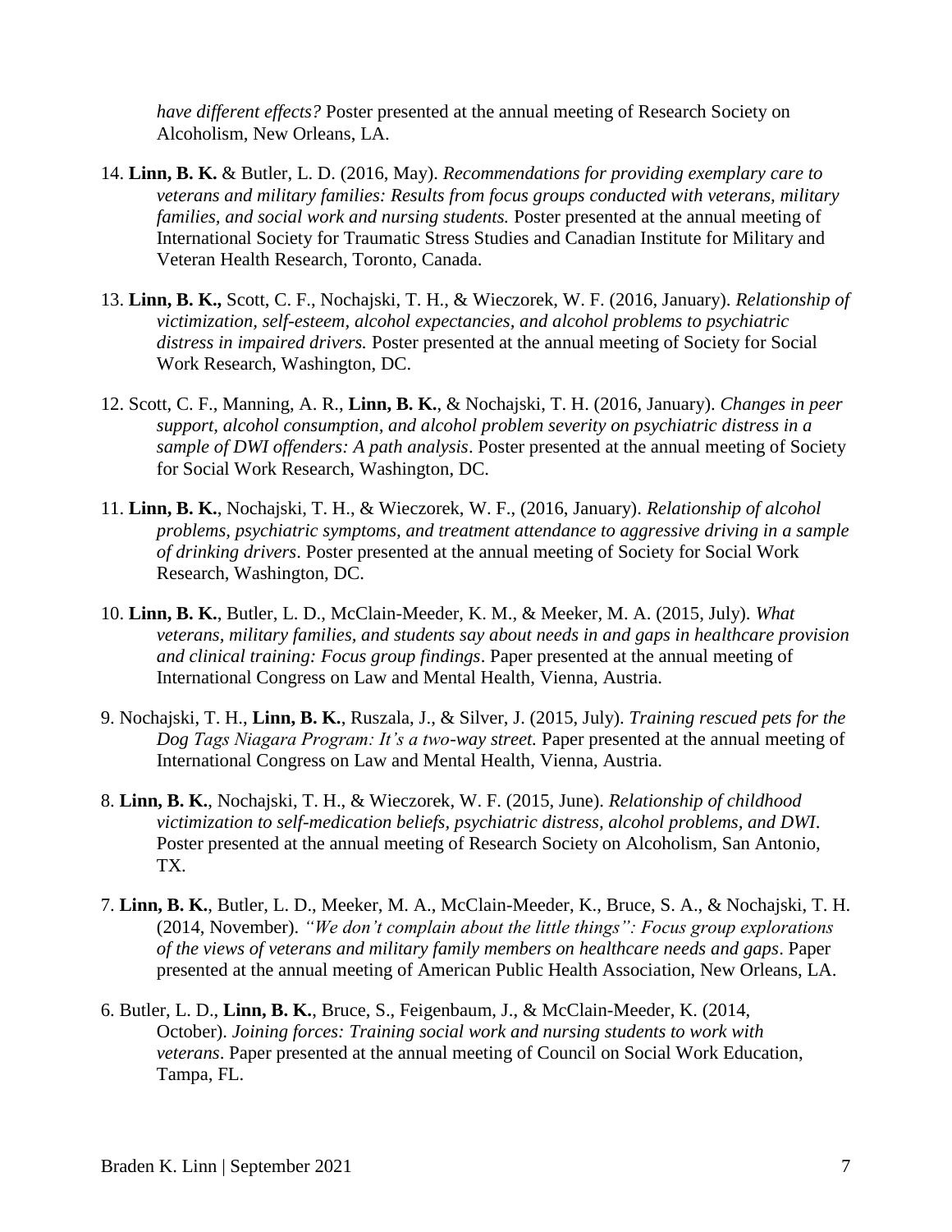*have different effects?* Poster presented at the annual meeting of Research Society on Alcoholism, New Orleans, LA.

14. **Linn, B. K.** & Butler, L. D. (2016, May). *Recommendations for providing exemplary care to veterans and military families: Results from focus groups conducted with veterans, military families, and social work and nursing students.* Poster presented at the annual meeting of International Society for Traumatic Stress Studies and Canadian Institute for Military and Veteran Health Research, Toronto, Canada.

13. **Linn, B. K.,** Scott, C. F., Nochajski, T. H., & Wieczorek, W. F. (2016, January). *Relationship of victimization, self-esteem, alcohol expectancies, and alcohol problems to psychiatric distress in impaired drivers.* Poster presented at the annual meeting of Society for Social Work Research, Washington, DC.

12. Scott, C. F., Manning, A. R., **Linn, B. K.**, & Nochajski, T. H. (2016, January). *Changes in peer support, alcohol consumption, and alcohol problem severity on psychiatric distress in a sample of DWI offenders: A path analysis*. Poster presented at the annual meeting of Society for Social Work Research, Washington, DC.

11. **Linn, B. K.**, Nochajski, T. H., & Wieczorek, W. F., (2016, January). *Relationship of alcohol problems, psychiatric symptoms, and treatment attendance to aggressive driving in a sample of drinking drivers*. Poster presented at the annual meeting of Society for Social Work Research, Washington, DC.

10. **Linn, B. K.**, Butler, L. D., McClain-Meeder, K. M., & Meeker, M. A. (2015, July). *What veterans, military families, and students say about needs in and gaps in healthcare provision and clinical training: Focus group findings*. Paper presented at the annual meeting of International Congress on Law and Mental Health, Vienna, Austria.

9. Nochajski, T. H., **Linn, B. K.**, Ruszala, J., & Silver, J. (2015, July). *Training rescued pets for the Dog Tags Niagara Program: It's a two-way street.* Paper presented at the annual meeting of International Congress on Law and Mental Health, Vienna, Austria.

8. **Linn, B. K.**, Nochajski, T. H., & Wieczorek, W. F. (2015, June). *Relationship of childhood victimization to self-medication beliefs, psychiatric distress, alcohol problems, and DWI*. Poster presented at the annual meeting of Research Society on Alcoholism, San Antonio, TX.

7. **Linn, B. K.**, Butler, L. D., Meeker, M. A., McClain-Meeder, K., Bruce, S. A., & Nochajski, T. H. (2014, November). *"We don't complain about the little things": Focus group explorations of the views of veterans and military family members on healthcare needs and gaps*. Paper presented at the annual meeting of American Public Health Association, New Orleans, LA.

6. Butler, L. D., **Linn, B. K.**, Bruce, S., Feigenbaum, J., & McClain-Meeder, K. (2014, October). *Joining forces: Training social work and nursing students to work with veterans*. Paper presented at the annual meeting of Council on Social Work Education, Tampa, FL.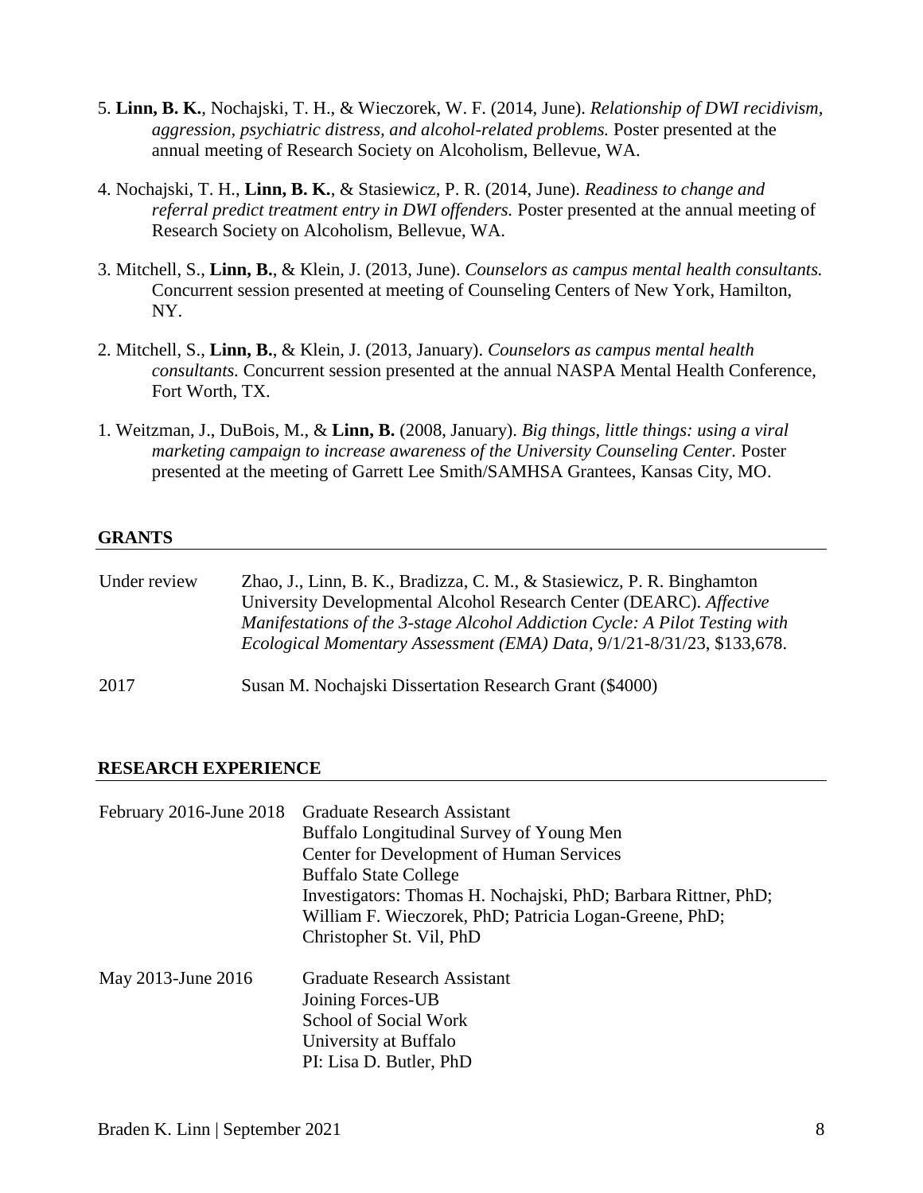5. **Linn, B. K.**, Nochajski, T. H., & Wieczorek, W. F. (2014, June). *Relationship of DWI recidivism, aggression, psychiatric distress, and alcohol-related problems.* Poster presented at the annual meeting of Research Society on Alcoholism, Bellevue, WA.

4. Nochajski, T. H., **Linn, B. K.**, & Stasiewicz, P. R. (2014, June). *Readiness to change and referral predict treatment entry in DWI offenders.* Poster presented at the annual meeting of Research Society on Alcoholism, Bellevue, WA.

3. Mitchell, S., **Linn, B.**, & Klein, J. (2013, June). *Counselors as campus mental health consultants.* Concurrent session presented at meeting of Counseling Centers of New York, Hamilton, NY.

2. Mitchell, S., **Linn, B.**, & Klein, J. (2013, January). *Counselors as campus mental health consultants.* Concurrent session presented at the annual NASPA Mental Health Conference, Fort Worth, TX.

1. Weitzman, J., DuBois, M., & **Linn, B.** (2008, January). *Big things, little things: using a viral marketing campaign to increase awareness of the University Counseling Center.* Poster presented at the meeting of Garrett Lee Smith/SAMHSA Grantees, Kansas City, MO.

## GRANTS

| | |
|---|---|
| Under review | Zhao, J., Linn, B. K., Bradizza, C. M., & Stasiewicz, P. R. Binghamton University Developmental Alcohol Research Center (DEARC). *Affective Manifestations of the 3-stage Alcohol Addiction Cycle: A Pilot Testing with Ecological Momentary Assessment (EMA) Data*, 9/1/21-8/31/23, $133,678. |
| 2017 | Susan M. Nochajski Dissertation Research Grant ($4000) |

## RESEARCH EXPERIENCE

| | |
|---|---|
| February 2016-June 2018 | Graduate Research Assistant<br>Buffalo Longitudinal Survey of Young Men<br>Center for Development of Human Services<br>Buffalo State College<br>Investigators: Thomas H. Nochajski, PhD; Barbara Rittner, PhD; William F. Wieczorek, PhD; Patricia Logan-Greene, PhD; Christopher St. Vil, PhD |
| May 2013-June 2016 | Graduate Research Assistant<br>Joining Forces-UB<br>School of Social Work<br>University at Buffalo<br>PI: Lisa D. Butler, PhD |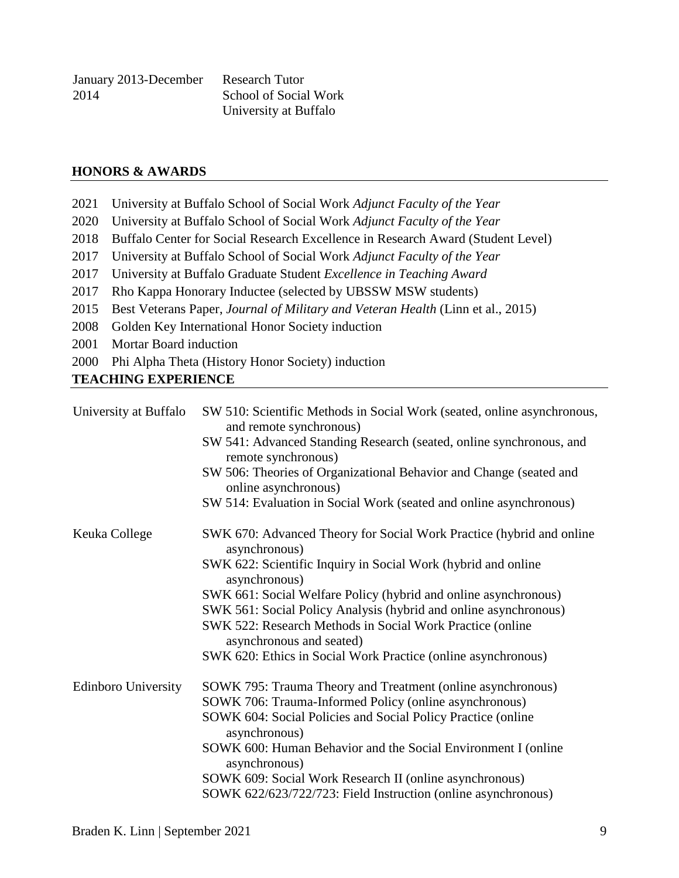| | |
|---|---|
| January 2013-December 2014 | Research Tutor<br>School of Social Work<br>University at Buffalo |

## HONORS & AWARDS

2021 University at Buffalo School of Social Work *Adjunct Faculty of the Year*
2020 University at Buffalo School of Social Work *Adjunct Faculty of the Year*
2018 Buffalo Center for Social Research Excellence in Research Award (Student Level)
2017 University at Buffalo School of Social Work *Adjunct Faculty of the Year*
2017 University at Buffalo Graduate Student *Excellence in Teaching Award*
2017 Rho Kappa Honorary Inductee (selected by UBSSW MSW students)
2015 Best Veterans Paper, *Journal of Military and Veteran Health* (Linn et al., 2015)
2008 Golden Key International Honor Society induction
2001 Mortar Board induction
2000 Phi Alpha Theta (History Honor Society) induction

## TEACHING EXPERIENCE

**University at Buffalo**

- SW 510: Scientific Methods in Social Work (seated, online asynchronous, and remote synchronous)
- SW 541: Advanced Standing Research (seated, online synchronous, and remote synchronous)
- SW 506: Theories of Organizational Behavior and Change (seated and online asynchronous)
- SW 514: Evaluation in Social Work (seated and online asynchronous)

**Keuka College**

- SWK 670: Advanced Theory for Social Work Practice (hybrid and online asynchronous)
- SWK 622: Scientific Inquiry in Social Work (hybrid and online asynchronous)
- SWK 661: Social Welfare Policy (hybrid and online asynchronous)
- SWK 561: Social Policy Analysis (hybrid and online asynchronous)
- SWK 522: Research Methods in Social Work Practice (online asynchronous and seated)
- SWK 620: Ethics in Social Work Practice (online asynchronous)

**Edinboro University**

- SOWK 795: Trauma Theory and Treatment (online asynchronous)
- SOWK 706: Trauma-Informed Policy (online asynchronous)
- SOWK 604: Social Policies and Social Policy Practice (online asynchronous)
- SOWK 600: Human Behavior and the Social Environment I (online asynchronous)
- SOWK 609: Social Work Research II (online asynchronous)
- SOWK 622/623/722/723: Field Instruction (online asynchronous)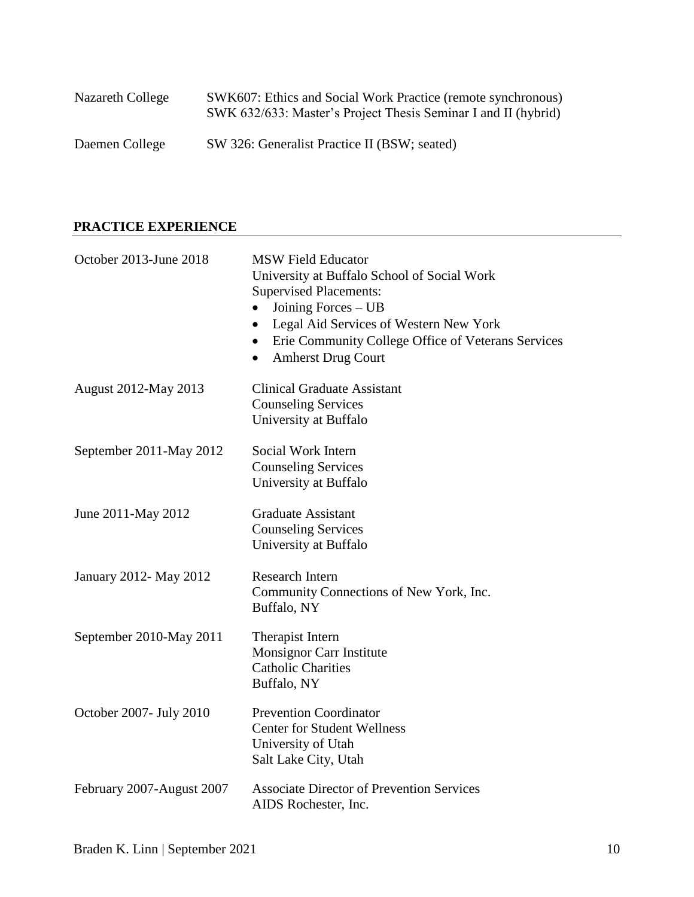| | |
|---|---|
| Nazareth College | SWK607: Ethics and Social Work Practice (remote synchronous)<br>SWK 632/633: Master's Project Thesis Seminar I and II (hybrid) |
| Daemen College | SW 326: Generalist Practice II (BSW; seated) |

## PRACTICE EXPERIENCE

| | |
|---|---|
| October 2013-June 2018 | MSW Field Educator<br>University at Buffalo School of Social Work<br>Supervised Placements:<br>• Joining Forces – UB<br>• Legal Aid Services of Western New York<br>• Erie Community College Office of Veterans Services<br>• Amherst Drug Court |
| August 2012-May 2013 | Clinical Graduate Assistant<br>Counseling Services<br>University at Buffalo |
| September 2011-May 2012 | Social Work Intern<br>Counseling Services<br>University at Buffalo |
| June 2011-May 2012 | Graduate Assistant<br>Counseling Services<br>University at Buffalo |
| January 2012- May 2012 | Research Intern<br>Community Connections of New York, Inc.<br>Buffalo, NY |
| September 2010-May 2011 | Therapist Intern<br>Monsignor Carr Institute<br>Catholic Charities<br>Buffalo, NY |
| October 2007- July 2010 | Prevention Coordinator<br>Center for Student Wellness<br>University of Utah<br>Salt Lake City, Utah |
| February 2007-August 2007 | Associate Director of Prevention Services<br>AIDS Rochester, Inc. |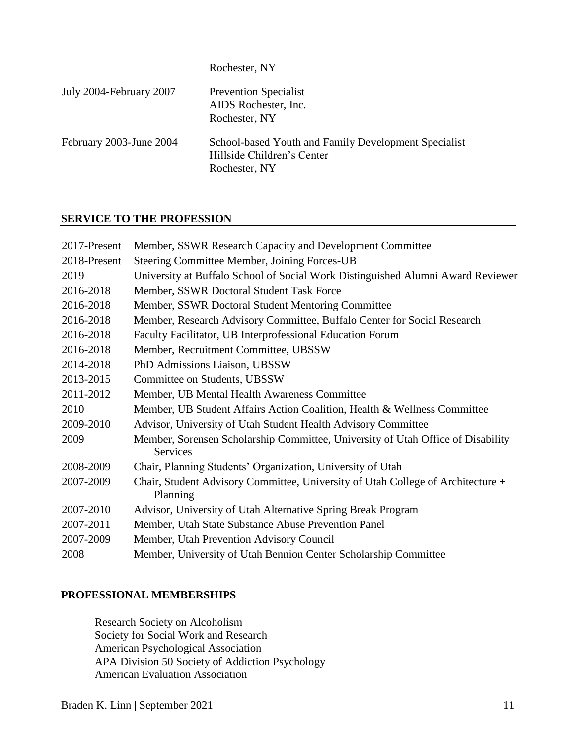Rochester, NY

| | |
|---|---|
| July 2004-February 2007 | Prevention Specialist<br>AIDS Rochester, Inc.<br>Rochester, NY |
| February 2003-June 2004 | School-based Youth and Family Development Specialist<br>Hillside Children's Center<br>Rochester, NY |

## SERVICE TO THE PROFESSION

| | |
|---|---|
| 2017-Present | Member, SSWR Research Capacity and Development Committee |
| 2018-Present | Steering Committee Member, Joining Forces-UB |
| 2019 | University at Buffalo School of Social Work Distinguished Alumni Award Reviewer |
| 2016-2018 | Member, SSWR Doctoral Student Task Force |
| 2016-2018 | Member, SSWR Doctoral Student Mentoring Committee |
| 2016-2018 | Member, Research Advisory Committee, Buffalo Center for Social Research |
| 2016-2018 | Faculty Facilitator, UB Interprofessional Education Forum |
| 2016-2018 | Member, Recruitment Committee, UBSSW |
| 2014-2018 | PhD Admissions Liaison, UBSSW |
| 2013-2015 | Committee on Students, UBSSW |
| 2011-2012 | Member, UB Mental Health Awareness Committee |
| 2010 | Member, UB Student Affairs Action Coalition, Health & Wellness Committee |
| 2009-2010 | Advisor, University of Utah Student Health Advisory Committee |
| 2009 | Member, Sorensen Scholarship Committee, University of Utah Office of Disability Services |
| 2008-2009 | Chair, Planning Students' Organization, University of Utah |
| 2007-2009 | Chair, Student Advisory Committee, University of Utah College of Architecture + Planning |
| 2007-2010 | Advisor, University of Utah Alternative Spring Break Program |
| 2007-2011 | Member, Utah State Substance Abuse Prevention Panel |
| 2007-2009 | Member, Utah Prevention Advisory Council |
| 2008 | Member, University of Utah Bennion Center Scholarship Committee |

## PROFESSIONAL MEMBERSHIPS

Research Society on Alcoholism
Society for Social Work and Research
American Psychological Association
APA Division 50 Society of Addiction Psychology
American Evaluation Association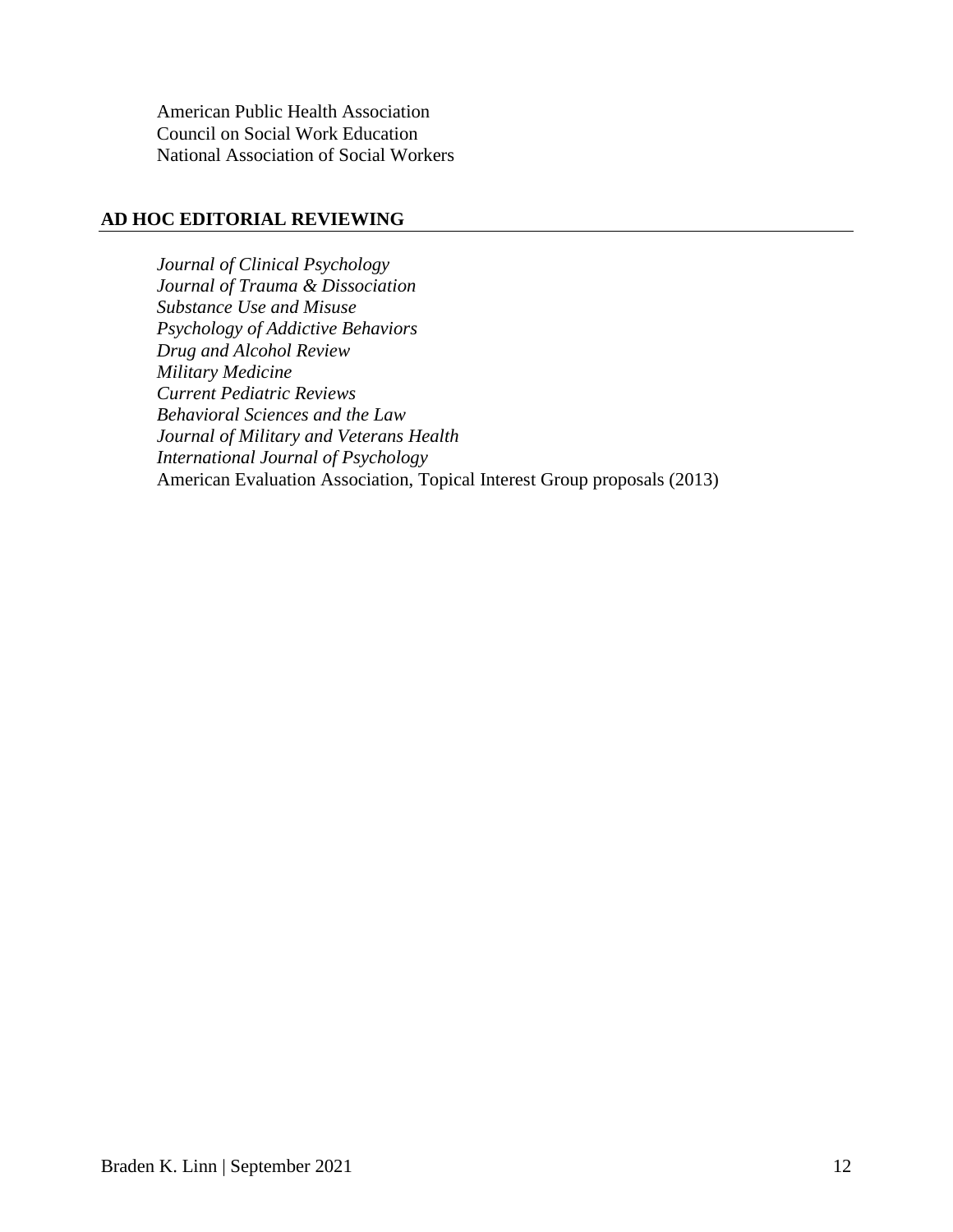American Public Health Association
Council on Social Work Education
National Association of Social Workers

## AD HOC EDITORIAL REVIEWING

*Journal of Clinical Psychology*
*Journal of Trauma & Dissociation*
*Substance Use and Misuse*
*Psychology of Addictive Behaviors*
*Drug and Alcohol Review*
*Military Medicine*
*Current Pediatric Reviews*
*Behavioral Sciences and the Law*
*Journal of Military and Veterans Health*
*International Journal of Psychology*
American Evaluation Association, Topical Interest Group proposals (2013)